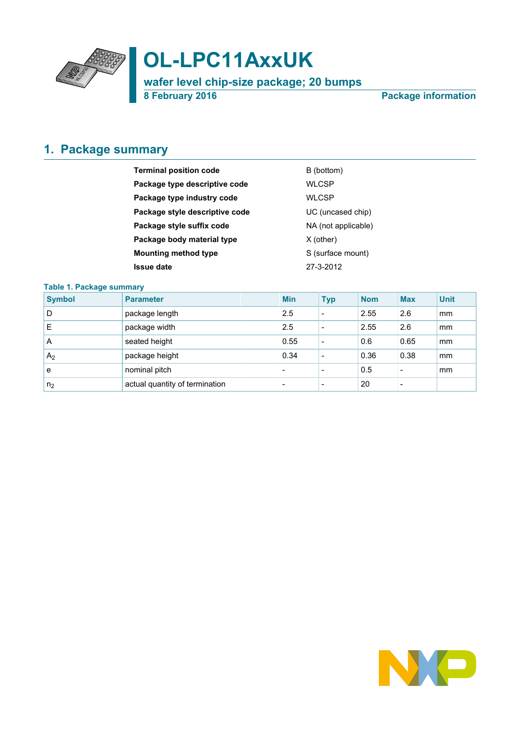# OL-LPC11AxxUK

## wafer level chip-size package; 20 bumps

8 February 2016

Package information

## 1. Package summary

| | |
|---|---|
| **Terminal position code** | B (bottom) |
| **Package type descriptive code** | WLCSP |
| **Package type industry code** | WLCSP |
| **Package style descriptive code** | UC (uncased chip) |
| **Package style suffix code** | NA (not applicable) |
| **Package body material type** | X (other) |
| **Mounting method type** | S (surface mount) |
| **Issue date** | 27-3-2012 |

**Table 1. Package summary**

| Symbol | Parameter | Min | Typ | Nom | Max | Unit |
|---|---|---|---|---|---|---|
| D | package length | 2.5 | - | 2.55 | 2.6 | mm |
| E | package width | 2.5 | - | 2.55 | 2.6 | mm |
| A | seated height | 0.55 | - | 0.6 | 0.65 | mm |
| $A_2$ | package height | 0.34 | - | 0.36 | 0.38 | mm |
| e | nominal pitch | - | - | 0.5 | - | mm |
| $n_2$ | actual quantity of termination | - | - | 20 | - | |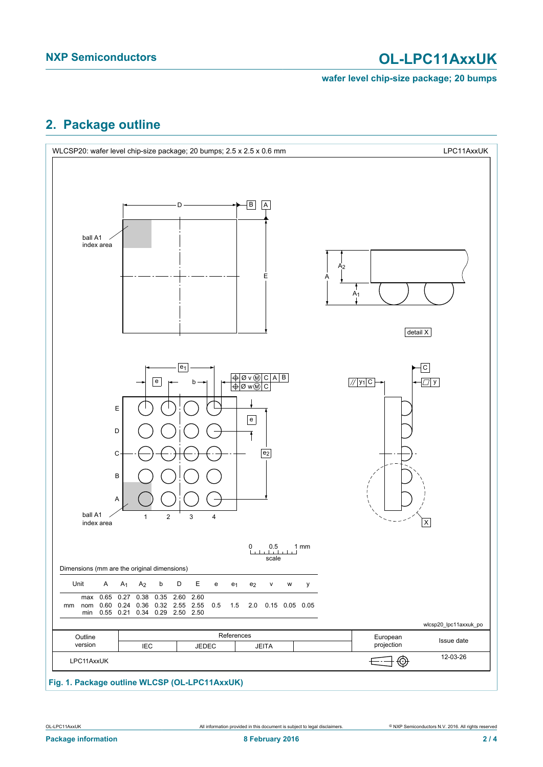## 2. Package outline

WLCSP20: wafer level chip-size package; 20 bumps; 2.5 x 2.5 x 0.6 mm — LPC11AxxUK

Dimensions (mm are the original dimensions)

| Unit | | A | $A_1$ | $A_2$ | b | D | E | e | $e_1$ | $e_2$ | v | w | y |
|---|---|---|---|---|---|---|---|---|---|---|---|---|---|
| mm | max | 0.65 | 0.27 | 0.38 | 0.35 | 2.60 | 2.60 | | | | | | |
| | nom | 0.60 | 0.24 | 0.36 | 0.32 | 2.55 | 2.55 | 0.5 | 1.5 | 2.0 | 0.15 | 0.05 | 0.05 |
| | min | 0.55 | 0.21 | 0.34 | 0.29 | 2.50 | 2.50 | | | | | | |

wlcsp20_lpc11axxuk_po

| Outline version | References: IEC | References: JEDEC | References: JEITA | European projection | Issue date |
|---|---|---|---|---|---|
| LPC11AxxUK | | | | | 12-03-26 |

**Fig. 1. Package outline WLCSP (OL-LPC11AxxUK)**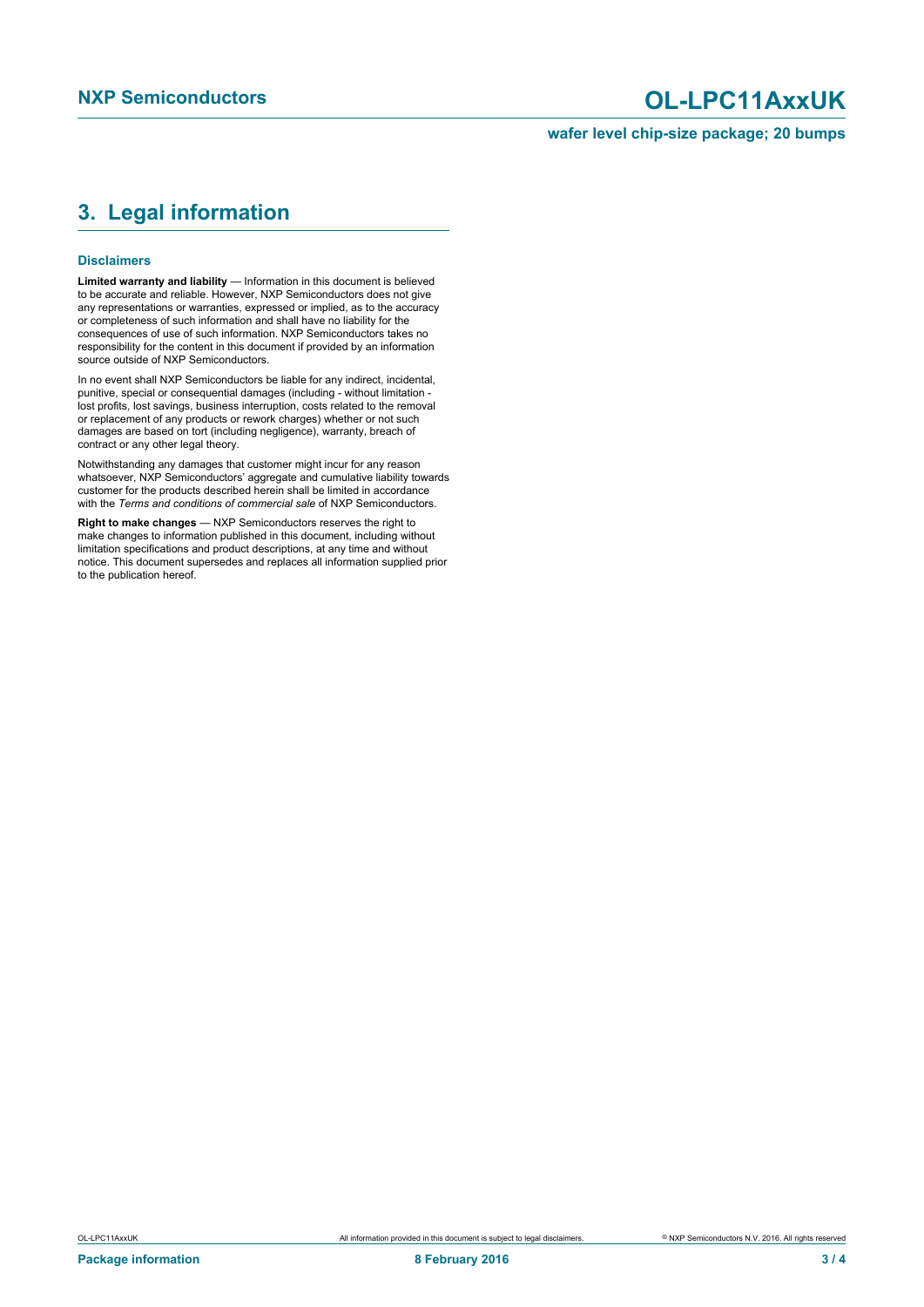## 3. Legal information

### Disclaimers

**Limited warranty and liability** — Information in this document is believed to be accurate and reliable. However, NXP Semiconductors does not give any representations or warranties, expressed or implied, as to the accuracy or completeness of such information and shall have no liability for the consequences of use of such information. NXP Semiconductors takes no responsibility for the content in this document if provided by an information source outside of NXP Semiconductors.

In no event shall NXP Semiconductors be liable for any indirect, incidental, punitive, special or consequential damages (including - without limitation - lost profits, lost savings, business interruption, costs related to the removal or replacement of any products or rework charges) whether or not such damages are based on tort (including negligence), warranty, breach of contract or any other legal theory.

Notwithstanding any damages that customer might incur for any reason whatsoever, NXP Semiconductors' aggregate and cumulative liability towards customer for the products described herein shall be limited in accordance with the *Terms and conditions of commercial sale* of NXP Semiconductors.

**Right to make changes** — NXP Semiconductors reserves the right to make changes to information published in this document, including without limitation specifications and product descriptions, at any time and without notice. This document supersedes and replaces all information supplied prior to the publication hereof.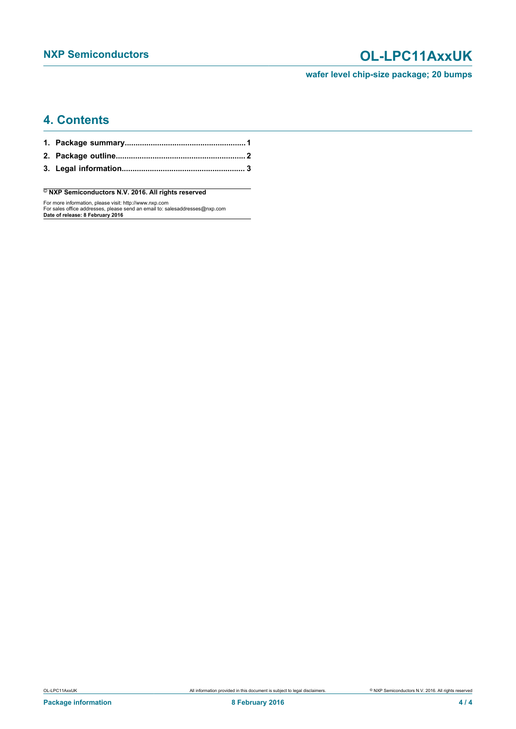## 4. Contents

**1. Package summary....................................................... 1**
**2. Package outline........................................................... 2**
**3. Legal information......................................................... 3**

**© NXP Semiconductors N.V. 2016. All rights reserved**

For more information, please visit: http://www.nxp.com
For sales office addresses, please send an email to: salesaddresses@nxp.com
**Date of release: 8 February 2016**